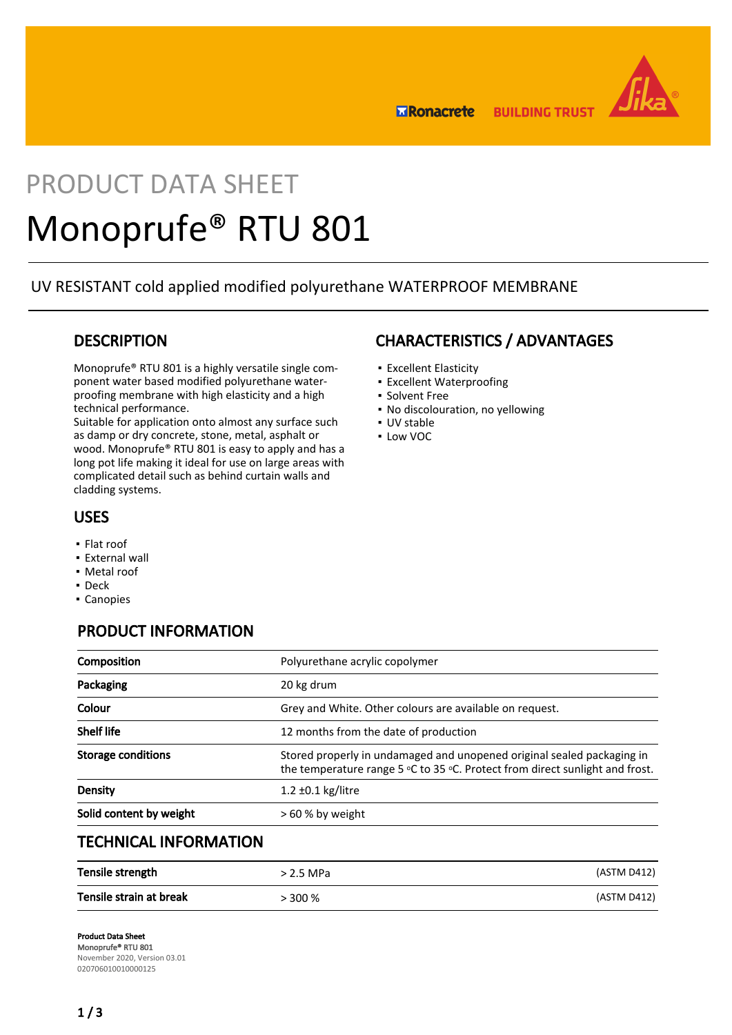PRODUCT DATA SHEET

# Monoprufe® RTU 801

UV RESISTANT cold applied modified polyurethane WATERPROOF MEMBRANE

## DESCRIPTION

Monoprufe® RTU 801 is a highly versatile single component water based modified polyurethane waterproofing membrane with high elasticity and a high technical performance.
Suitable for application onto almost any surface such as damp or dry concrete, stone, metal, asphalt or wood. Monoprufe® RTU 801 is easy to apply and has a long pot life making it ideal for use on large areas with complicated detail such as behind curtain walls and cladding systems.

## USES

- Flat roof
- External wall
- Metal roof
- Deck
- Canopies

## CHARACTERISTICS / ADVANTAGES

- Excellent Elasticity
- Excellent Waterproofing
- Solvent Free
- No discolouration, no yellowing
- UV stable
- Low VOC

## PRODUCT INFORMATION

| | |
|---|---|
| **Composition** | Polyurethane acrylic copolymer |
| **Packaging** | 20 kg drum |
| **Colour** | Grey and White. Other colours are available on request. |
| **Shelf life** | 12 months from the date of production |
| **Storage conditions** | Stored properly in undamaged and unopened original sealed packaging in the temperature range 5 °C to 35 °C. Protect from direct sunlight and frost. |
| **Density** | 1.2 ±0.1 kg/litre |
| **Solid content by weight** | > 60 % by weight |

## TECHNICAL INFORMATION

| | | |
|---|---|---|
| **Tensile strength** | > 2.5 MPa | (ASTM D412) |
| **Tensile strain at break** | > 300 % | (ASTM D412) |

**Product Data Sheet**
Monoprufe® RTU 801
November 2020, Version 03.01
020706010010000125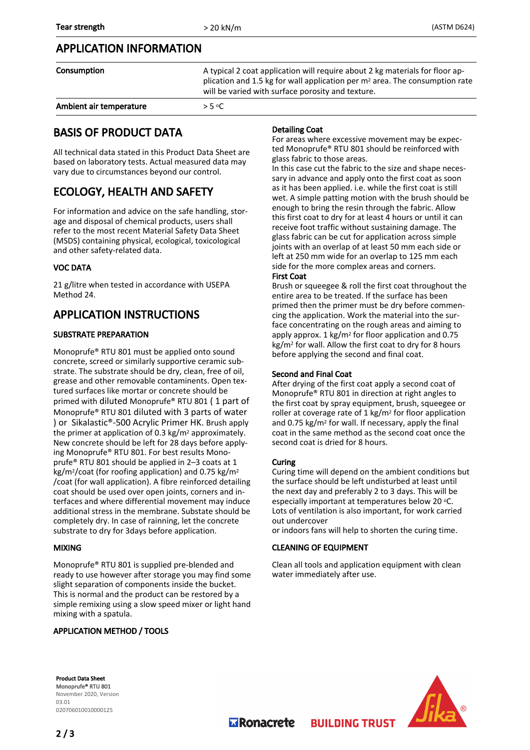| Tear strength | > 20 kN/m | (ASTM D624) |
|---|---|---|

## APPLICATION INFORMATION

| Consumption | A typical 2 coat application will require about 2 kg materials for floor application and 1.5 kg for wall application per $m^2$ area. The consumption rate will be varied with surface porosity and texture. |
|---|---|
| Ambient air temperature | > 5 °C |

## BASIS OF PRODUCT DATA

All technical data stated in this Product Data Sheet are based on laboratory tests. Actual measured data may vary due to circumstances beyond our control.

## ECOLOGY, HEALTH AND SAFETY

For information and advice on the safe handling, storage and disposal of chemical products, users shall refer to the most recent Material Safety Data Sheet (MSDS) containing physical, ecological, toxicological and other safety-related data.

### VOC DATA

21 g/litre when tested in accordance with USEPA Method 24.

## APPLICATION INSTRUCTIONS

### SUBSTRATE PREPARATION

Monoprufe® RTU 801 must be applied onto sound concrete, screed or similarly supportive ceramic substrate. The substrate should be dry, clean, free of oil, grease and other removable contaminants. Open textured surfaces like mortar or concrete should be primed with diluted Monoprufe® RTU 801 ( 1 part of Monoprufe® RTU 801 diluted with 3 parts of water ) or Sikalastic®-500 Acrylic Primer HK. Brush apply the primer at application of 0.3 kg/$m^2$ approximately. New concrete should be left for 28 days before applying Monoprufe® RTU 801. For best results Monoprufe® RTU 801 should be applied in 2–3 coats at 1 kg/$m^2$/coat (for roofing application) and 0.75 kg/$m^2$ /coat (for wall application). A fibre reinforced detailing coat should be used over open joints, corners and interfaces and where differential movement may induce additional stress in the membrane. Substate should be completely dry. In case of rainning, let the concrete substrate to dry for 3days before application.

### MIXING

Monoprufe® RTU 801 is supplied pre-blended and ready to use however after storage you may find some slight separation of components inside the bucket. This is normal and the product can be restored by a simple remixing using a slow speed mixer or light hand mixing with a spatula.

### APPLICATION METHOD / TOOLS

**Detailing Coat**

For areas where excessive movement may be expected Monoprufe® RTU 801 should be reinforced with glass fabric to those areas.
In this case cut the fabric to the size and shape necessary in advance and apply onto the first coat as soon as it has been applied. i.e. while the first coat is still wet. A simple patting motion with the brush should be enough to bring the resin through the fabric. Allow this first coat to dry for at least 4 hours or until it can receive foot traffic without sustaining damage. The glass fabric can be cut for application across simple joints with an overlap of at least 50 mm each side or left at 250 mm wide for an overlap to 125 mm each side for the more complex areas and corners.

**First Coat**

Brush or squeegee & roll the first coat throughout the entire area to be treated. If the surface has been primed then the primer must be dry before commencing the application. Work the material into the surface concentrating on the rough areas and aiming to apply approx. 1 kg/$m^2$ for floor application and 0.75 kg/$m^2$ for wall. Allow the first coat to dry for 8 hours before applying the second and final coat.

**Second and Final Coat**

After drying of the first coat apply a second coat of Monoprufe® RTU 801 in direction at right angles to the first coat by spray equipment, brush, squeegee or roller at coverage rate of 1 kg/$m^2$ for floor application and 0.75 kg/$m^2$ for wall. If necessary, apply the final coat in the same method as the second coat once the second coat is dried for 8 hours.

**Curing**

Curing time will depend on the ambient conditions but the surface should be left undisturbed at least until the next day and preferably 2 to 3 days. This will be especially important at temperatures below 20 °C. Lots of ventilation is also important, for work carried out undercover
or indoors fans will help to shorten the curing time.

### CLEANING OF EQUIPMENT

Clean all tools and application equipment with clean water immediately after use.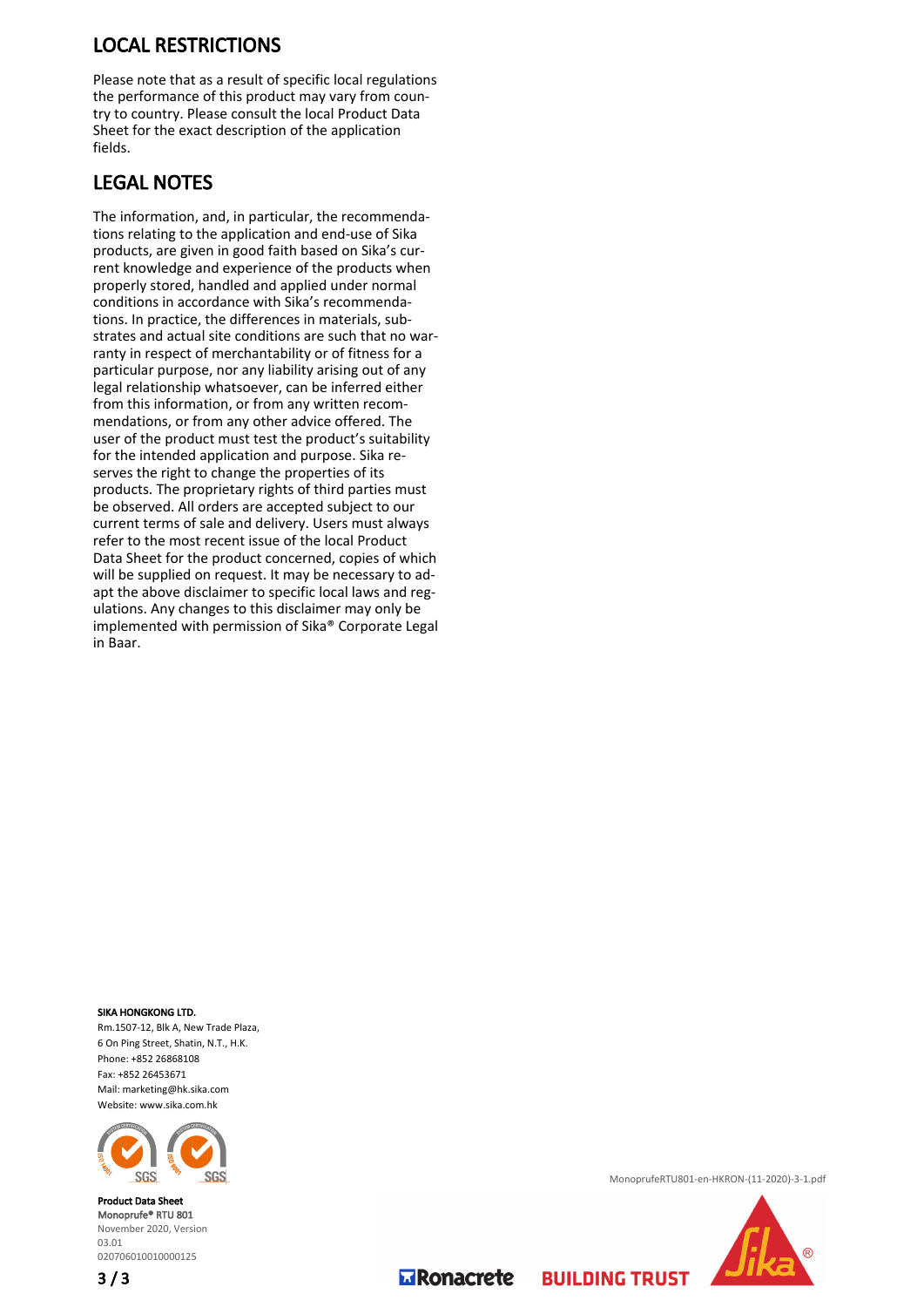## LOCAL RESTRICTIONS

Please note that as a result of specific local regulations the performance of this product may vary from country to country. Please consult the local Product Data Sheet for the exact description of the application fields.

## LEGAL NOTES

The information, and, in particular, the recommendations relating to the application and end-use of Sika products, are given in good faith based on Sika's current knowledge and experience of the products when properly stored, handled and applied under normal conditions in accordance with Sika's recommendations. In practice, the differences in materials, substrates and actual site conditions are such that no warranty in respect of merchantability or of fitness for a particular purpose, nor any liability arising out of any legal relationship whatsoever, can be inferred either from this information, or from any written recommendations, or from any other advice offered. The user of the product must test the product's suitability for the intended application and purpose. Sika reserves the right to change the properties of its products. The proprietary rights of third parties must be observed. All orders are accepted subject to our current terms of sale and delivery. Users must always refer to the most recent issue of the local Product Data Sheet for the product concerned, copies of which will be supplied on request. It may be necessary to adapt the above disclaimer to specific local laws and regulations. Any changes to this disclaimer may only be implemented with permission of Sika® Corporate Legal in Baar.

**SIKA HONGKONG LTD.**
Rm.1507-12, Blk A, New Trade Plaza,
6 On Ping Street, Shatin, N.T., H.K.
Phone: +852 26868108
Fax: +852 26453671
Mail: marketing@hk.sika.com
Website: www.sika.com.hk

**Product Data Sheet**
**Monoprufe® RTU 801**
November 2020, Version 03.01
020706010010000125

MonoprufeRTU801-en-HKRON-(11-2020)-3-1.pdf

Ronacrete BUILDING TRUST